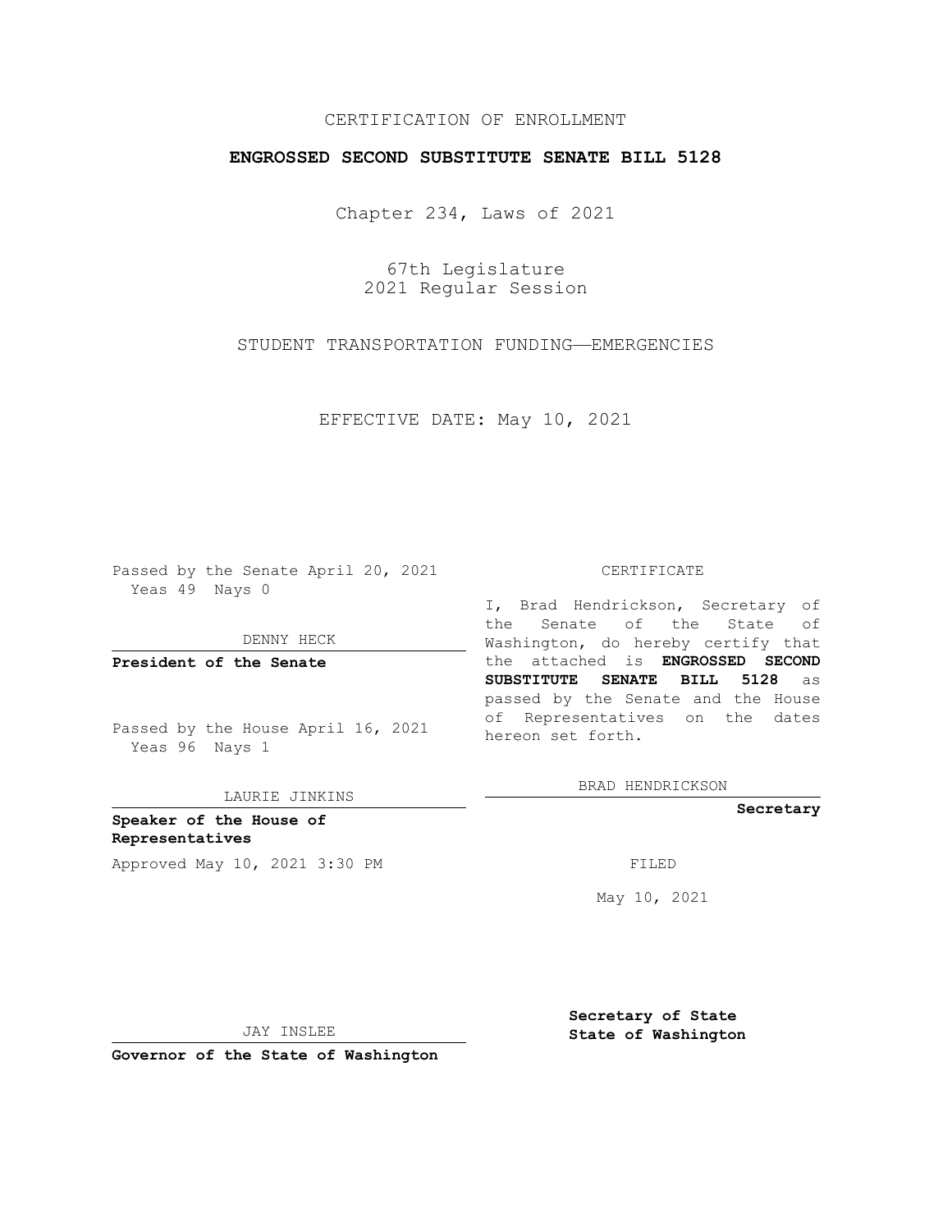CERTIFICATION OF ENROLLMENT

# ENGROSSED SECOND SUBSTITUTE SENATE BILL 5128

Chapter 234, Laws of 2021

67th Legislature
2021 Regular Session

STUDENT TRANSPORTATION FUNDING—EMERGENCIES

EFFECTIVE DATE: May 10, 2021

Passed by the Senate April 20, 2021
Yeas 49 Nays 0

DENNY HECK

**President of the Senate**

Passed by the House April 16, 2021
Yeas 96 Nays 1

LAURIE JINKINS

**Speaker of the House of Representatives**

Approved May 10, 2021 3:30 PM

JAY INSLEE

**Governor of the State of Washington**

CERTIFICATE

I, Brad Hendrickson, Secretary of the Senate of the State of Washington, do hereby certify that the attached is **ENGROSSED SECOND SUBSTITUTE SENATE BILL 5128** as passed by the Senate and the House of Representatives on the dates hereon set forth.

BRAD HENDRICKSON

**Secretary**

FILED

May 10, 2021

**Secretary of State**
**State of Washington**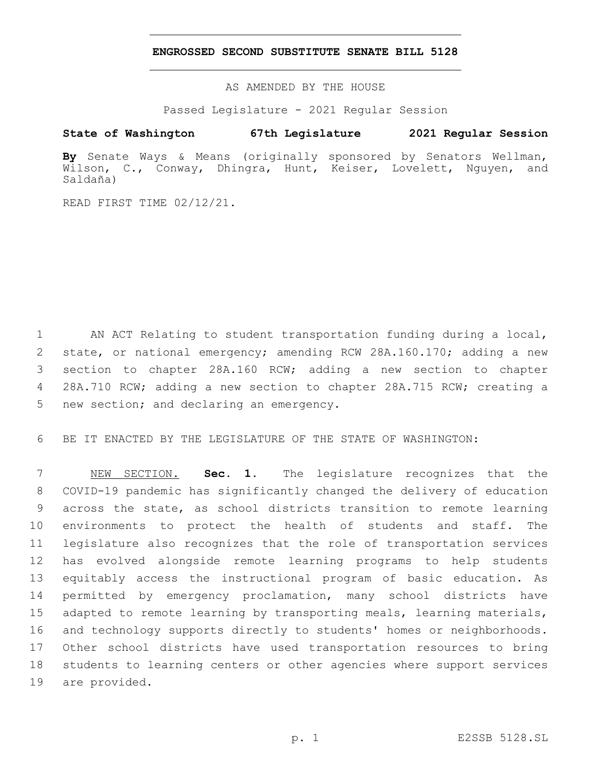# ENGROSSED SECOND SUBSTITUTE SENATE BILL 5128

AS AMENDED BY THE HOUSE

Passed Legislature - 2021 Regular Session

**State of Washington 67th Legislature 2021 Regular Session**

**By** Senate Ways & Means (originally sponsored by Senators Wellman, Wilson, C., Conway, Dhingra, Hunt, Keiser, Lovelett, Nguyen, and Saldaña)

READ FIRST TIME 02/12/21.

AN ACT Relating to student transportation funding during a local, state, or national emergency; amending RCW 28A.160.170; adding a new section to chapter 28A.160 RCW; adding a new section to chapter 28A.710 RCW; adding a new section to chapter 28A.715 RCW; creating a new section; and declaring an emergency.

BE IT ENACTED BY THE LEGISLATURE OF THE STATE OF WASHINGTON:

NEW SECTION. **Sec. 1.** The legislature recognizes that the COVID-19 pandemic has significantly changed the delivery of education across the state, as school districts transition to remote learning environments to protect the health of students and staff. The legislature also recognizes that the role of transportation services has evolved alongside remote learning programs to help students equitably access the instructional program of basic education. As permitted by emergency proclamation, many school districts have adapted to remote learning by transporting meals, learning materials, and technology supports directly to students' homes or neighborhoods. Other school districts have used transportation resources to bring students to learning centers or other agencies where support services are provided.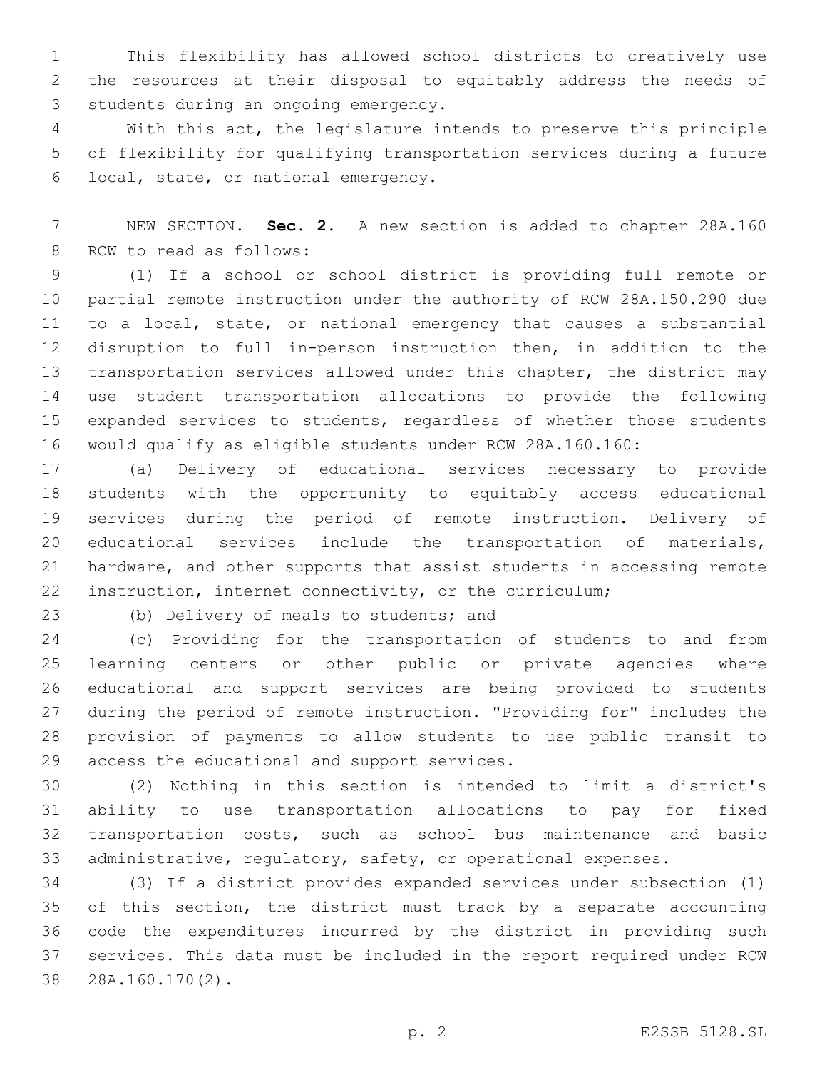This flexibility has allowed school districts to creatively use the resources at their disposal to equitably address the needs of students during an ongoing emergency.

With this act, the legislature intends to preserve this principle of flexibility for qualifying transportation services during a future local, state, or national emergency.

NEW SECTION. **Sec. 2.** A new section is added to chapter 28A.160 RCW to read as follows:

(1) If a school or school district is providing full remote or partial remote instruction under the authority of RCW 28A.150.290 due to a local, state, or national emergency that causes a substantial disruption to full in-person instruction then, in addition to the transportation services allowed under this chapter, the district may use student transportation allocations to provide the following expanded services to students, regardless of whether those students would qualify as eligible students under RCW 28A.160.160:

(a) Delivery of educational services necessary to provide students with the opportunity to equitably access educational services during the period of remote instruction. Delivery of educational services include the transportation of materials, hardware, and other supports that assist students in accessing remote instruction, internet connectivity, or the curriculum;

(b) Delivery of meals to students; and

(c) Providing for the transportation of students to and from learning centers or other public or private agencies where educational and support services are being provided to students during the period of remote instruction. "Providing for" includes the provision of payments to allow students to use public transit to access the educational and support services.

(2) Nothing in this section is intended to limit a district's ability to use transportation allocations to pay for fixed transportation costs, such as school bus maintenance and basic administrative, regulatory, safety, or operational expenses.

(3) If a district provides expanded services under subsection (1) of this section, the district must track by a separate accounting code the expenditures incurred by the district in providing such services. This data must be included in the report required under RCW 28A.160.170(2).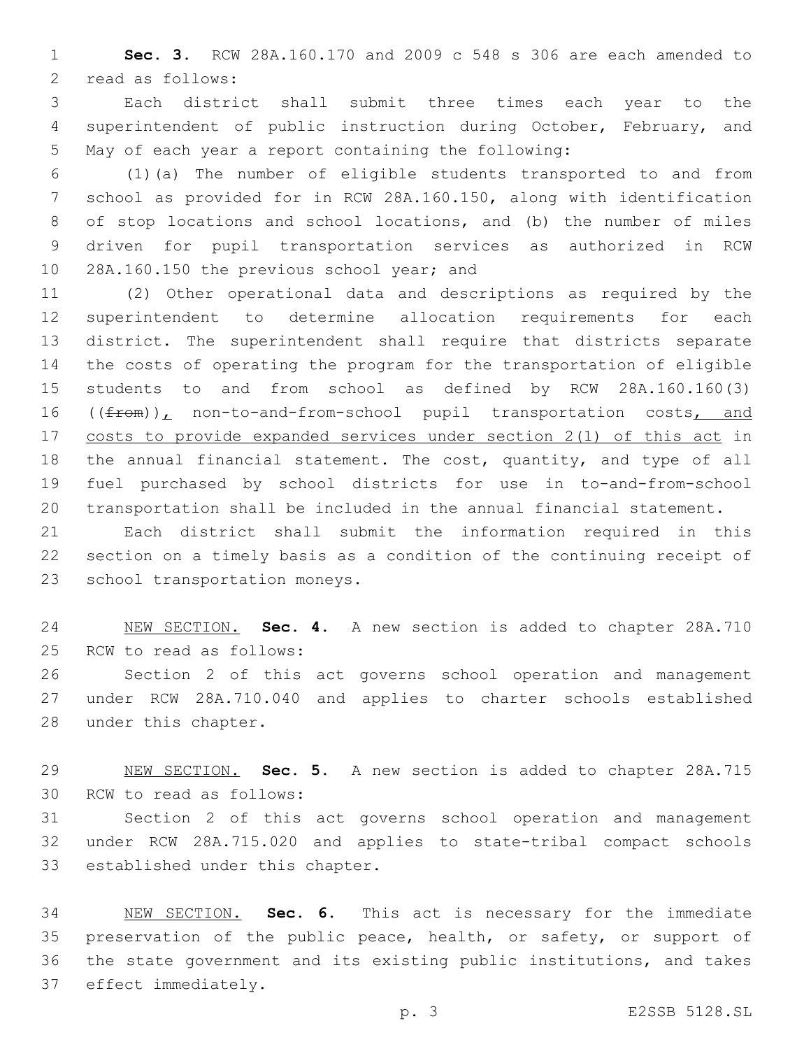**Sec. 3.** RCW 28A.160.170 and 2009 c 548 s 306 are each amended to read as follows:

Each district shall submit three times each year to the superintendent of public instruction during October, February, and May of each year a report containing the following:

(1)(a) The number of eligible students transported to and from school as provided for in RCW 28A.160.150, along with identification of stop locations and school locations, and (b) the number of miles driven for pupil transportation services as authorized in RCW 28A.160.150 the previous school year; and

(2) Other operational data and descriptions as required by the superintendent to determine allocation requirements for each district. The superintendent shall require that districts separate the costs of operating the program for the transportation of eligible students to and from school as defined by RCW 28A.160.160(3) ((~~from~~))<u>,</u> non-to-and-from-school pupil transportation costs<u>, and costs to provide expanded services under section 2(1) of this act</u> in the annual financial statement. The cost, quantity, and type of all fuel purchased by school districts for use in to-and-from-school transportation shall be included in the annual financial statement.

Each district shall submit the information required in this section on a timely basis as a condition of the continuing receipt of school transportation moneys.

<u>NEW SECTION.</u> **Sec. 4.** A new section is added to chapter 28A.710 RCW to read as follows:

Section 2 of this act governs school operation and management under RCW 28A.710.040 and applies to charter schools established under this chapter.

<u>NEW SECTION.</u> **Sec. 5.** A new section is added to chapter 28A.715 RCW to read as follows:

Section 2 of this act governs school operation and management under RCW 28A.715.020 and applies to state-tribal compact schools established under this chapter.

<u>NEW SECTION.</u> **Sec. 6.** This act is necessary for the immediate preservation of the public peace, health, or safety, or support of the state government and its existing public institutions, and takes effect immediately.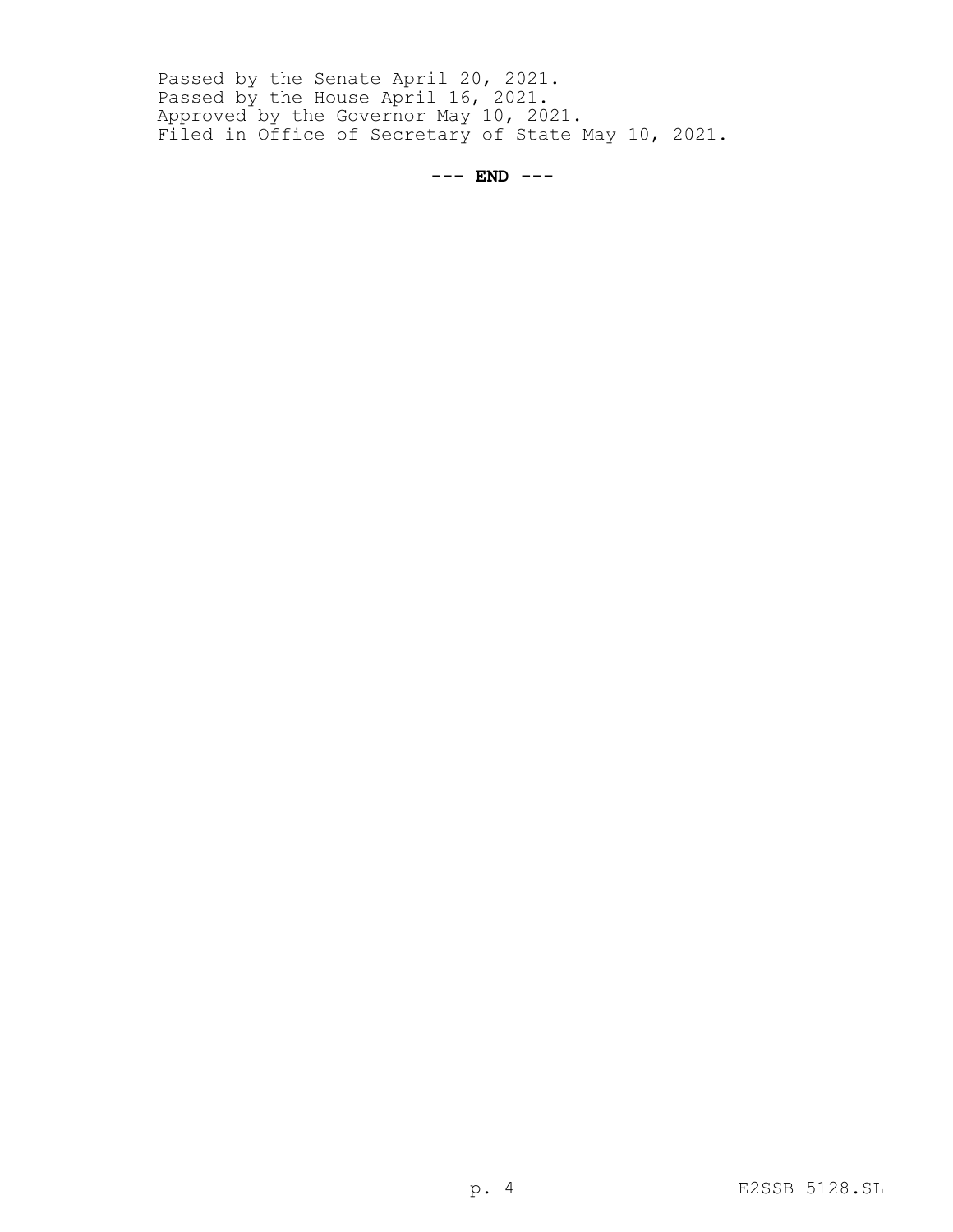Passed by the Senate April 20, 2021.
Passed by the House April 16, 2021.
Approved by the Governor May 10, 2021.
Filed in Office of Secretary of State May 10, 2021.

**--- END ---**